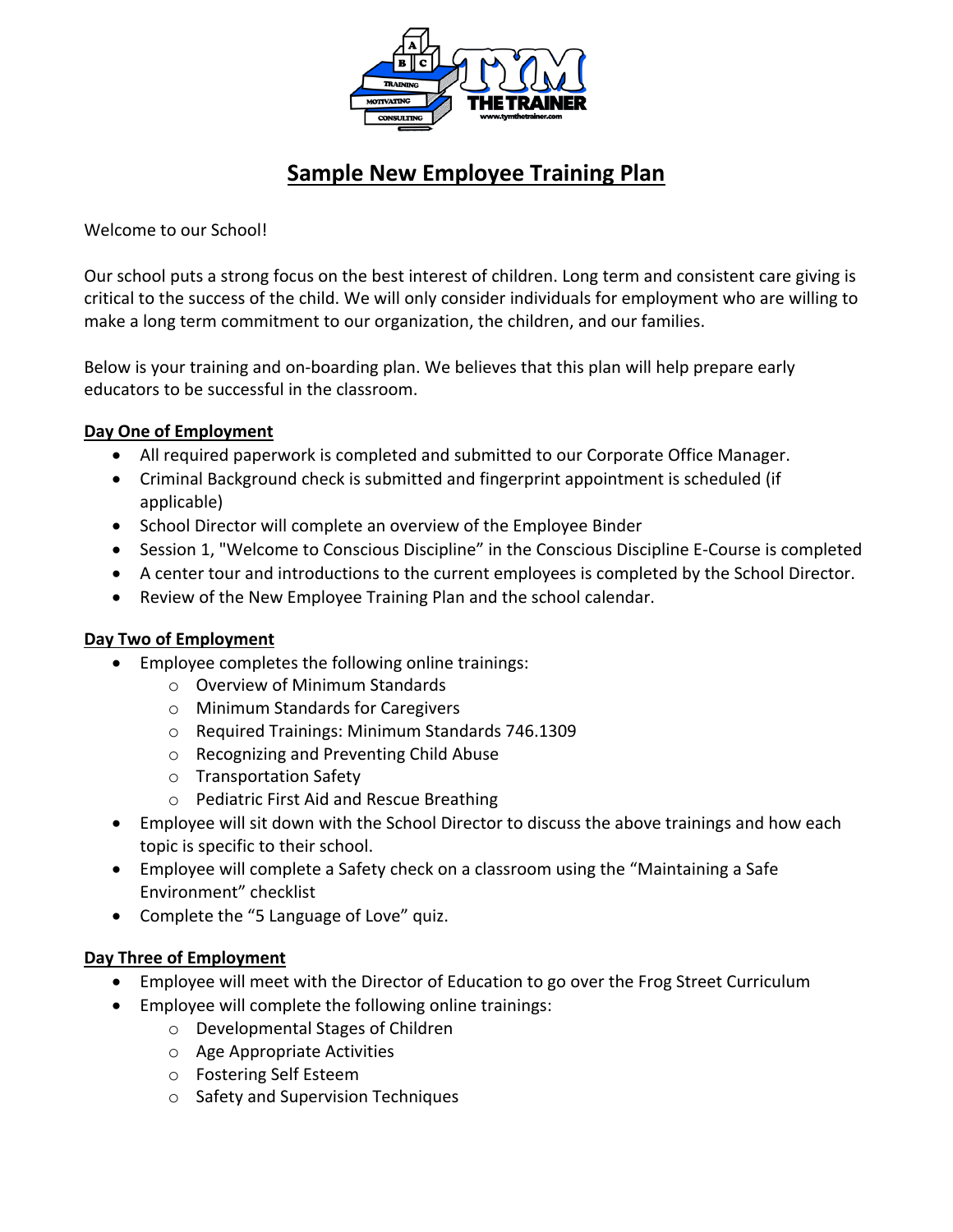# Sample New Employee Training Plan

Welcome to our School!

Our school puts a strong focus on the best interest of children. Long term and consistent care giving is critical to the success of the child. We will only consider individuals for employment who are willing to make a long term commitment to our organization, the children, and our families.

Below is your training and on-boarding plan. We believes that this plan will help prepare early educators to be successful in the classroom.

**Day One of Employment**

- All required paperwork is completed and submitted to our Corporate Office Manager.
- Criminal Background check is submitted and fingerprint appointment is scheduled (if applicable)
- School Director will complete an overview of the Employee Binder
- Session 1, "Welcome to Conscious Discipline" in the Conscious Discipline E-Course is completed
- A center tour and introductions to the current employees is completed by the School Director.
- Review of the New Employee Training Plan and the school calendar.

**Day Two of Employment**

- Employee completes the following online trainings:
  - Overview of Minimum Standards
  - Minimum Standards for Caregivers
  - Required Trainings: Minimum Standards 746.1309
  - Recognizing and Preventing Child Abuse
  - Transportation Safety
  - Pediatric First Aid and Rescue Breathing
- Employee will sit down with the School Director to discuss the above trainings and how each topic is specific to their school.
- Employee will complete a Safety check on a classroom using the "Maintaining a Safe Environment" checklist
- Complete the "5 Language of Love" quiz.

**Day Three of Employment**

- Employee will meet with the Director of Education to go over the Frog Street Curriculum
- Employee will complete the following online trainings:
  - Developmental Stages of Children
  - Age Appropriate Activities
  - Fostering Self Esteem
  - Safety and Supervision Techniques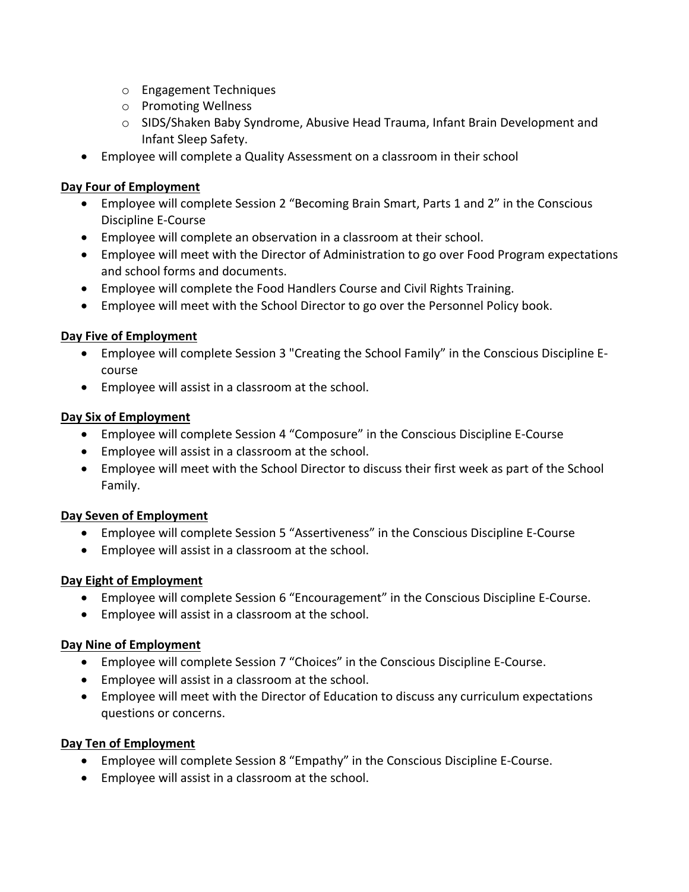- Engagement Techniques
    - Promoting Wellness
    - SIDS/Shaken Baby Syndrome, Abusive Head Trauma, Infant Brain Development and Infant Sleep Safety.
- Employee will complete a Quality Assessment on a classroom in their school

**<u>Day Four of Employment</u>**

- Employee will complete Session 2 "Becoming Brain Smart, Parts 1 and 2" in the Conscious Discipline E-Course
- Employee will complete an observation in a classroom at their school.
- Employee will meet with the Director of Administration to go over Food Program expectations and school forms and documents.
- Employee will complete the Food Handlers Course and Civil Rights Training.
- Employee will meet with the School Director to go over the Personnel Policy book.

**<u>Day Five of Employment</u>**

- Employee will complete Session 3 "Creating the School Family" in the Conscious Discipline E-course
- Employee will assist in a classroom at the school.

**<u>Day Six of Employment</u>**

- Employee will complete Session 4 "Composure" in the Conscious Discipline E-Course
- Employee will assist in a classroom at the school.
- Employee will meet with the School Director to discuss their first week as part of the School Family.

**<u>Day Seven of Employment</u>**

- Employee will complete Session 5 "Assertiveness" in the Conscious Discipline E-Course
- Employee will assist in a classroom at the school.

**<u>Day Eight of Employment</u>**

- Employee will complete Session 6 "Encouragement" in the Conscious Discipline E-Course.
- Employee will assist in a classroom at the school.

**<u>Day Nine of Employment</u>**

- Employee will complete Session 7 "Choices" in the Conscious Discipline E-Course.
- Employee will assist in a classroom at the school.
- Employee will meet with the Director of Education to discuss any curriculum expectations questions or concerns.

**<u>Day Ten of Employment</u>**

- Employee will complete Session 8 "Empathy" in the Conscious Discipline E-Course.
- Employee will assist in a classroom at the school.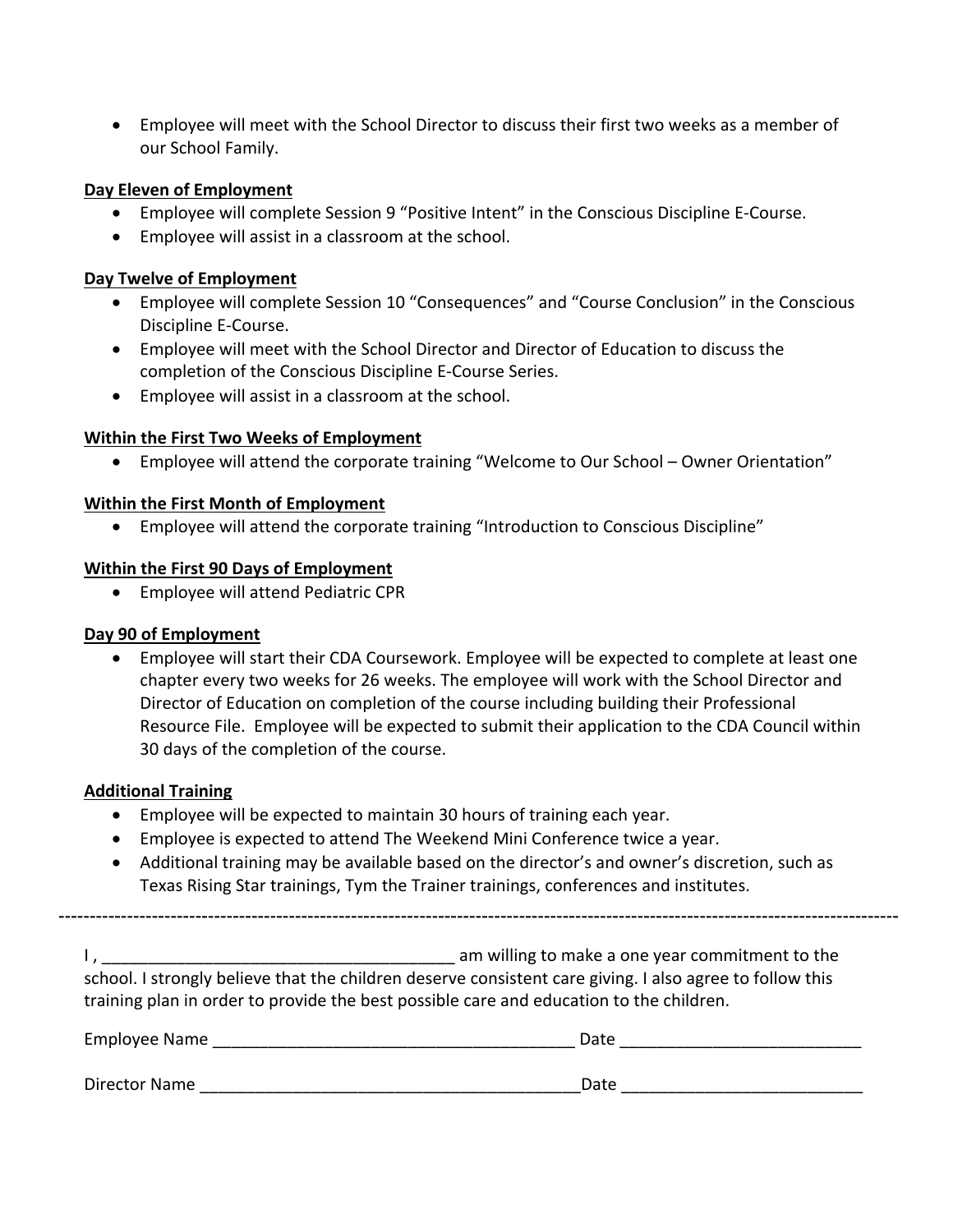- Employee will meet with the School Director to discuss their first two weeks as a member of our School Family.

**Day Eleven of Employment**

- Employee will complete Session 9 “Positive Intent” in the Conscious Discipline E-Course.
- Employee will assist in a classroom at the school.

**Day Twelve of Employment**

- Employee will complete Session 10 “Consequences” and “Course Conclusion” in the Conscious Discipline E-Course.
- Employee will meet with the School Director and Director of Education to discuss the completion of the Conscious Discipline E-Course Series.
- Employee will assist in a classroom at the school.

**Within the First Two Weeks of Employment**

- Employee will attend the corporate training “Welcome to Our School – Owner Orientation”

**Within the First Month of Employment**

- Employee will attend the corporate training “Introduction to Conscious Discipline”

**Within the First 90 Days of Employment**

- Employee will attend Pediatric CPR

**Day 90 of Employment**

- Employee will start their CDA Coursework. Employee will be expected to complete at least one chapter every two weeks for 26 weeks. The employee will work with the School Director and Director of Education on completion of the course including building their Professional Resource File. Employee will be expected to submit their application to the CDA Council within 30 days of the completion of the course.

**Additional Training**

- Employee will be expected to maintain 30 hours of training each year.
- Employee is expected to attend The Weekend Mini Conference twice a year.
- Additional training may be available based on the director’s and owner’s discretion, such as Texas Rising Star trainings, Tym the Trainer trainings, conferences and institutes.

---

I , ______________________________________ am willing to make a one year commitment to the school. I strongly believe that the children deserve consistent care giving. I also agree to follow this training plan in order to provide the best possible care and education to the children.

Employee Name ________________________________________ Date __________________________

Director Name __________________________________________Date __________________________